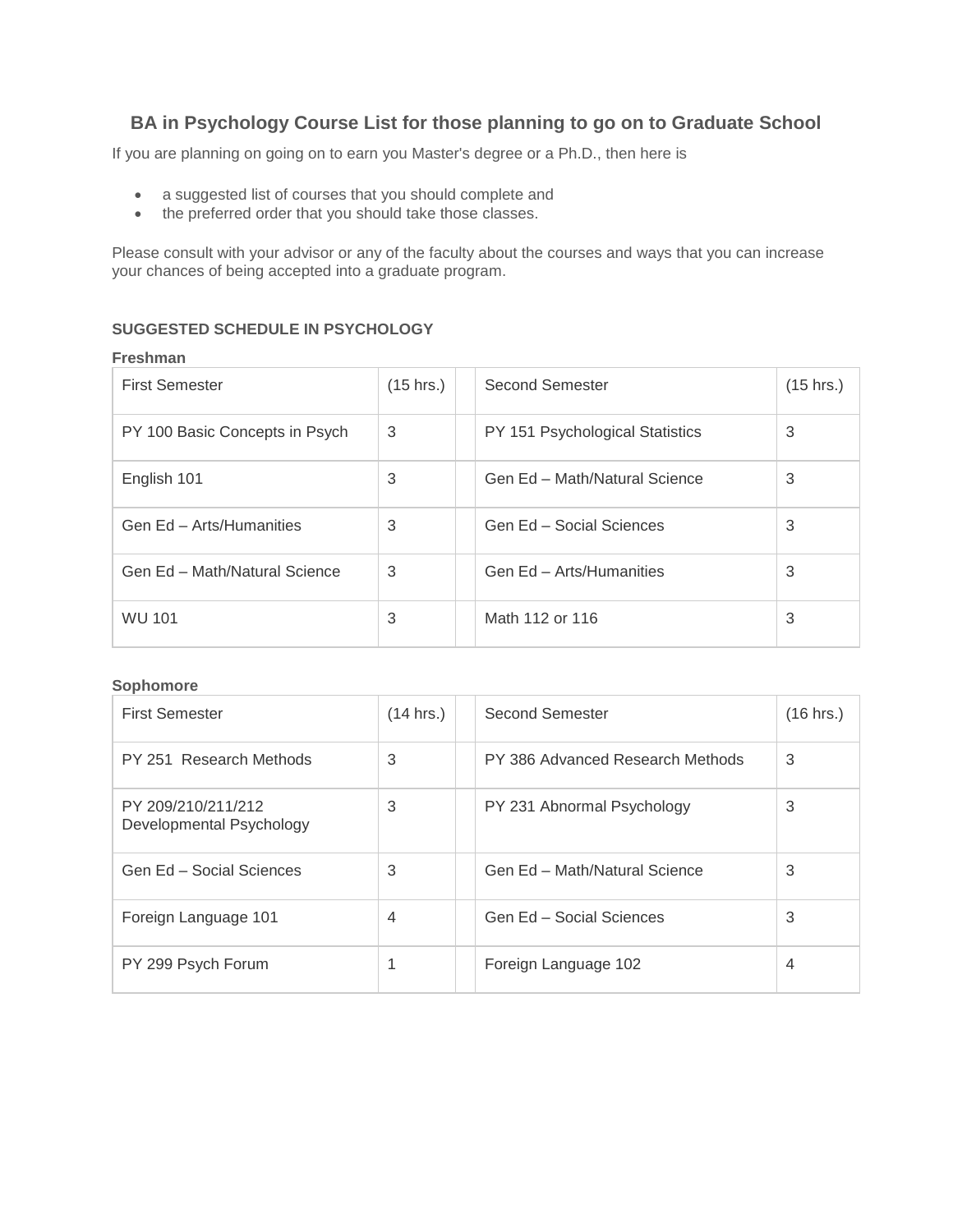# BA in Psychology Course List for those planning to go on to Graduate School

If you are planning on going on to earn you Master's degree or a Ph.D., then here is

- a suggested list of courses that you should complete and
- the preferred order that you should take those classes.

Please consult with your advisor or any of the faculty about the courses and ways that you can increase your chances of being accepted into a graduate program.

**SUGGESTED SCHEDULE IN PSYCHOLOGY**

**Freshman**

| First Semester | (15 hrs.) | | Second Semester | (15 hrs.) |
|---|---|---|---|---|
| PY 100 Basic Concepts in Psych | 3 | | PY 151 Psychological Statistics | 3 |
| English 101 | 3 | | Gen Ed – Math/Natural Science | 3 |
| Gen Ed – Arts/Humanities | 3 | | Gen Ed – Social Sciences | 3 |
| Gen Ed – Math/Natural Science | 3 | | Gen Ed – Arts/Humanities | 3 |
| WU 101 | 3 | | Math 112 or 116 | 3 |

**Sophomore**

| First Semester | (14 hrs.) | | Second Semester | (16 hrs.) |
|---|---|---|---|---|
| PY 251 Research Methods | 3 | | PY 386 Advanced Research Methods | 3 |
| PY 209/210/211/212 Developmental Psychology | 3 | | PY 231 Abnormal Psychology | 3 |
| Gen Ed – Social Sciences | 3 | | Gen Ed – Math/Natural Science | 3 |
| Foreign Language 101 | 4 | | Gen Ed – Social Sciences | 3 |
| PY 299 Psych Forum | 1 | | Foreign Language 102 | 4 |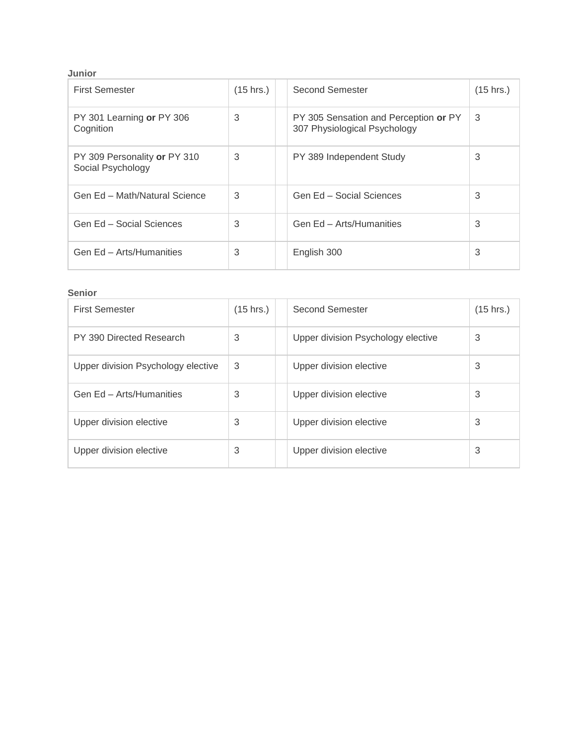**Junior**

| First Semester | (15 hrs.) | | Second Semester | (15 hrs.) |
|---|---|---|---|---|
| PY 301 Learning **or** PY 306 Cognition | 3 | | PY 305 Sensation and Perception **or** PY 307 Physiological Psychology | 3 |
| PY 309 Personality **or** PY 310 Social Psychology | 3 | | PY 389 Independent Study | 3 |
| Gen Ed – Math/Natural Science | 3 | | Gen Ed – Social Sciences | 3 |
| Gen Ed – Social Sciences | 3 | | Gen Ed – Arts/Humanities | 3 |
| Gen Ed – Arts/Humanities | 3 | | English 300 | 3 |

**Senior**

| First Semester | (15 hrs.) | | Second Semester | (15 hrs.) |
|---|---|---|---|---|
| PY 390 Directed Research | 3 | | Upper division Psychology elective | 3 |
| Upper division Psychology elective | 3 | | Upper division elective | 3 |
| Gen Ed – Arts/Humanities | 3 | | Upper division elective | 3 |
| Upper division elective | 3 | | Upper division elective | 3 |
| Upper division elective | 3 | | Upper division elective | 3 |